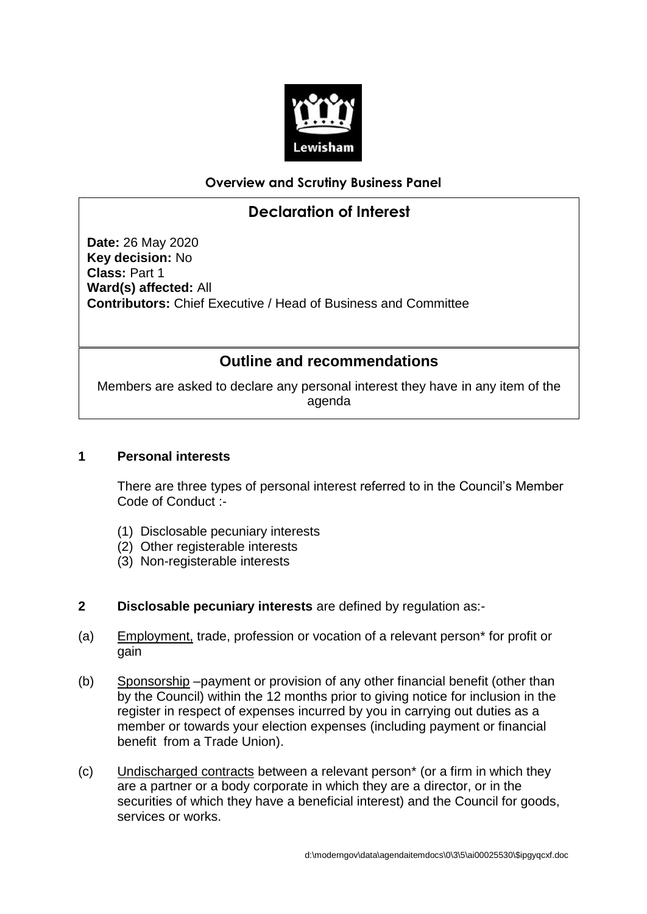**Overview and Scrutiny Business Panel**

# Declaration of Interest

**Date:** 26 May 2020
**Key decision:** No
**Class:** Part 1
**Ward(s) affected:** All
**Contributors:** Chief Executive / Head of Business and Committee

## Outline and recommendations

Members are asked to declare any personal interest they have in any item of the agenda

### 1 Personal interests

There are three types of personal interest referred to in the Council's Member Code of Conduct :-

(1) Disclosable pecuniary interests
(2) Other registerable interests
(3) Non-registerable interests

### 2 **Disclosable pecuniary interests** are defined by regulation as:-

(a) Employment, trade, profession or vocation of a relevant person* for profit or gain

(b) Sponsorship –payment or provision of any other financial benefit (other than by the Council) within the 12 months prior to giving notice for inclusion in the register in respect of expenses incurred by you in carrying out duties as a member or towards your election expenses (including payment or financial benefit from a Trade Union).

(c) Undischarged contracts between a relevant person* (or a firm in which they are a partner or a body corporate in which they are a director, or in the securities of which they have a beneficial interest) and the Council for goods, services or works.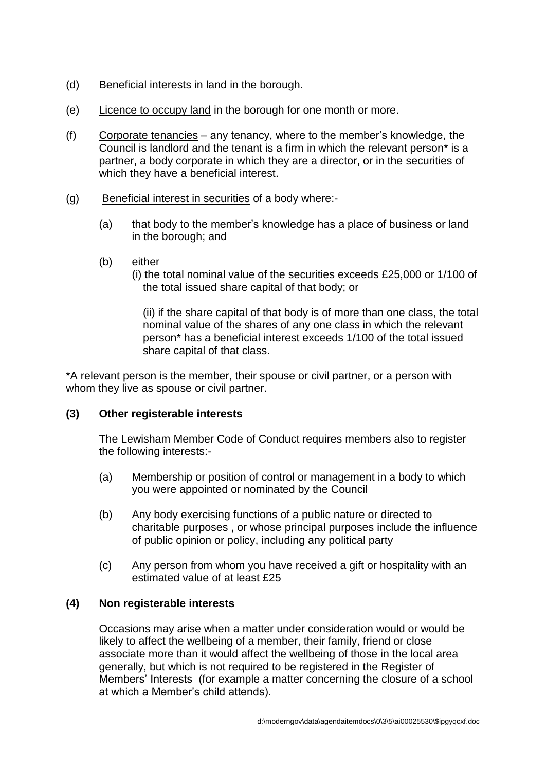(d) Beneficial interests in land in the borough.

(e) Licence to occupy land in the borough for one month or more.

(f) Corporate tenancies – any tenancy, where to the member's knowledge, the Council is landlord and the tenant is a firm in which the relevant person* is a partner, a body corporate in which they are a director, or in the securities of which they have a beneficial interest.

(g) Beneficial interest in securities of a body where:-

   (a) that body to the member's knowledge has a place of business or land in the borough; and

   (b) either
   (i) the total nominal value of the securities exceeds £25,000 or 1/100 of the total issued share capital of that body; or

   (ii) if the share capital of that body is of more than one class, the total nominal value of the shares of any one class in which the relevant person* has a beneficial interest exceeds 1/100 of the total issued share capital of that class.

*A relevant person is the member, their spouse or civil partner, or a person with whom they live as spouse or civil partner.

**(3) Other registerable interests**

The Lewisham Member Code of Conduct requires members also to register the following interests:-

(a) Membership or position of control or management in a body to which you were appointed or nominated by the Council

(b) Any body exercising functions of a public nature or directed to charitable purposes , or whose principal purposes include the influence of public opinion or policy, including any political party

(c) Any person from whom you have received a gift or hospitality with an estimated value of at least £25

**(4) Non registerable interests**

Occasions may arise when a matter under consideration would or would be likely to affect the wellbeing of a member, their family, friend or close associate more than it would affect the wellbeing of those in the local area generally, but which is not required to be registered in the Register of Members' Interests (for example a matter concerning the closure of a school at which a Member's child attends).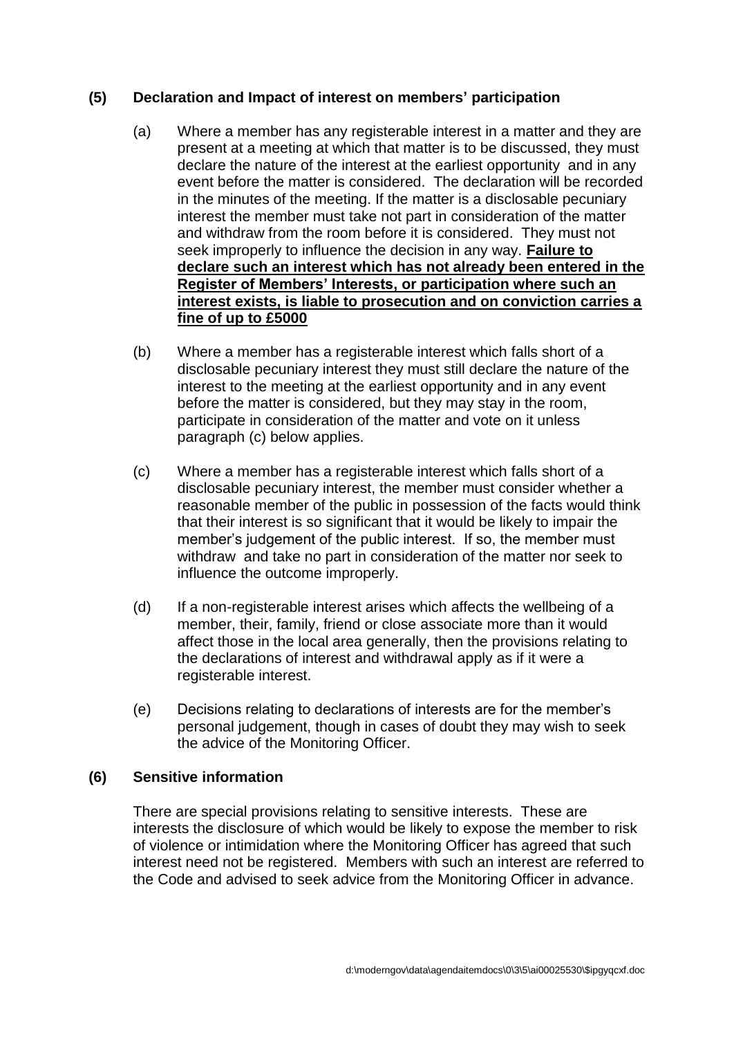## (5) Declaration and Impact of interest on members' participation

(a) Where a member has any registerable interest in a matter and they are present at a meeting at which that matter is to be discussed, they must declare the nature of the interest at the earliest opportunity and in any event before the matter is considered. The declaration will be recorded in the minutes of the meeting. If the matter is a disclosable pecuniary interest the member must take not part in consideration of the matter and withdraw from the room before it is considered. They must not seek improperly to influence the decision in any way. <u>**Failure to declare such an interest which has not already been entered in the Register of Members' Interests, or participation where such an interest exists, is liable to prosecution and on conviction carries a fine of up to £5000**</u>

(b) Where a member has a registerable interest which falls short of a disclosable pecuniary interest they must still declare the nature of the interest to the meeting at the earliest opportunity and in any event before the matter is considered, but they may stay in the room, participate in consideration of the matter and vote on it unless paragraph (c) below applies.

(c) Where a member has a registerable interest which falls short of a disclosable pecuniary interest, the member must consider whether a reasonable member of the public in possession of the facts would think that their interest is so significant that it would be likely to impair the member's judgement of the public interest. If so, the member must withdraw and take no part in consideration of the matter nor seek to influence the outcome improperly.

(d) If a non-registerable interest arises which affects the wellbeing of a member, their, family, friend or close associate more than it would affect those in the local area generally, then the provisions relating to the declarations of interest and withdrawal apply as if it were a registerable interest.

(e) Decisions relating to declarations of interests are for the member's personal judgement, though in cases of doubt they may wish to seek the advice of the Monitoring Officer.

## (6) Sensitive information

There are special provisions relating to sensitive interests. These are interests the disclosure of which would be likely to expose the member to risk of violence or intimidation where the Monitoring Officer has agreed that such interest need not be registered. Members with such an interest are referred to the Code and advised to seek advice from the Monitoring Officer in advance.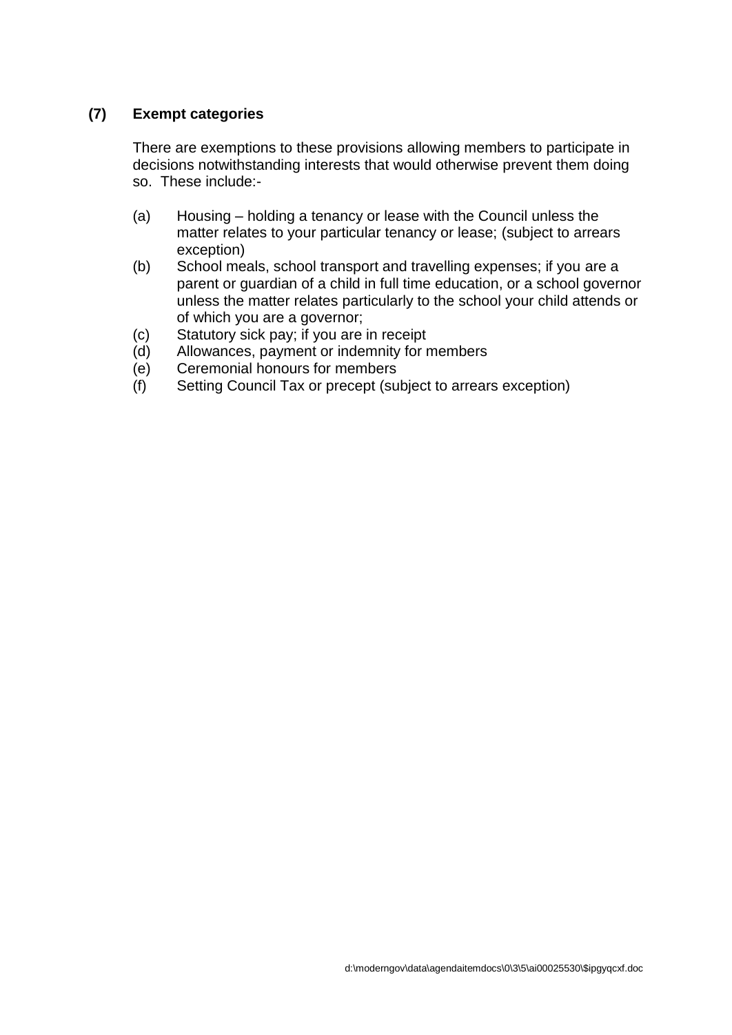**(7) Exempt categories**

There are exemptions to these provisions allowing members to participate in decisions notwithstanding interests that would otherwise prevent them doing so. These include:-

(a) Housing – holding a tenancy or lease with the Council unless the matter relates to your particular tenancy or lease; (subject to arrears exception)

(b) School meals, school transport and travelling expenses; if you are a parent or guardian of a child in full time education, or a school governor unless the matter relates particularly to the school your child attends or of which you are a governor;

(c) Statutory sick pay; if you are in receipt

(d) Allowances, payment or indemnity for members

(e) Ceremonial honours for members

(f) Setting Council Tax or precept (subject to arrears exception)